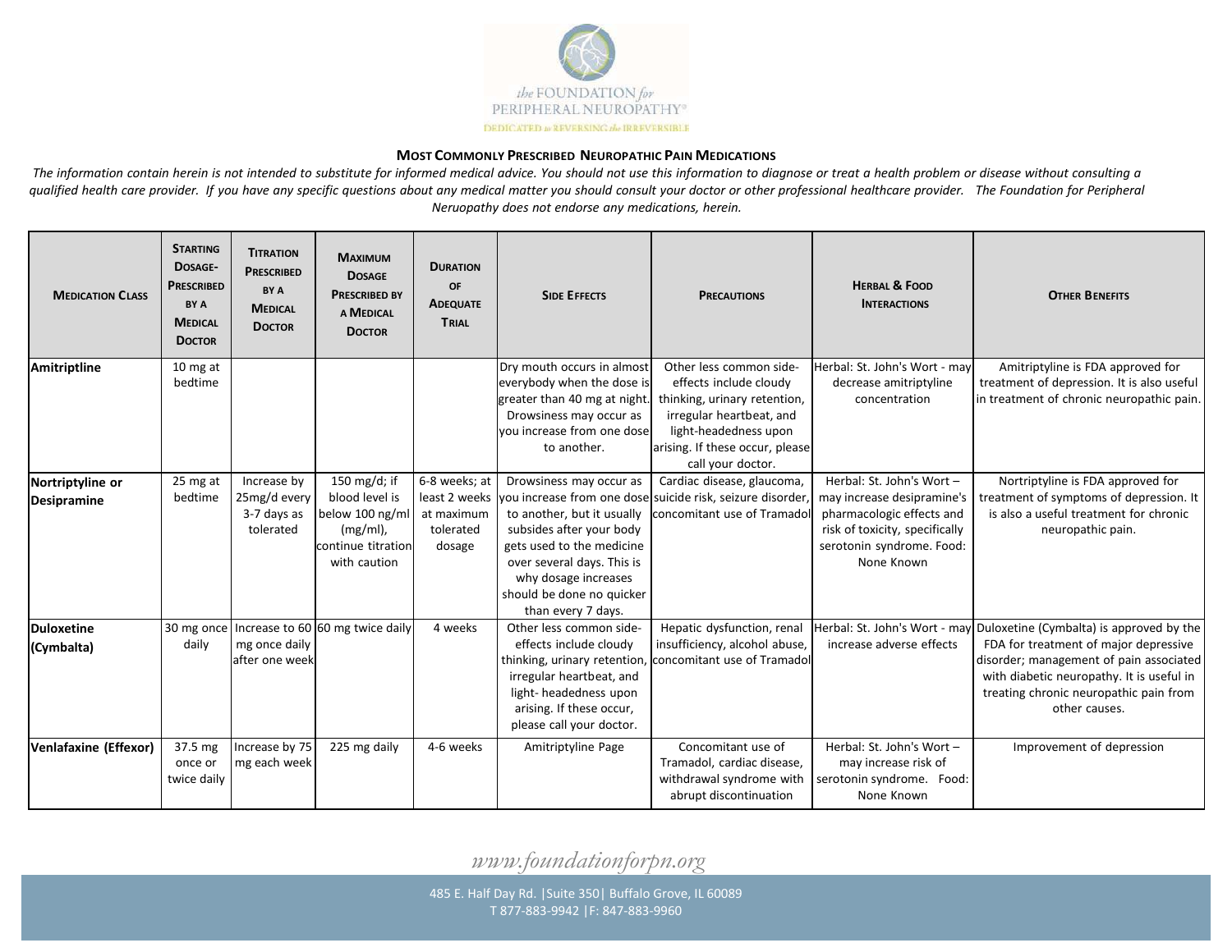# Most Commonly Prescribed Neuropathic Pain Medications

*The information contain herein is not intended to substitute for informed medical advice. You should not use this information to diagnose or treat a health problem or disease without consulting a qualified health care provider. If you have any specific questions about any medical matter you should consult your doctor or other professional healthcare provider. The Foundation for Peripheral Neruopathy does not endorse any medications, herein.*

| Medication Class | Starting Dosage- Prescribed by a Medical Doctor | Titration Prescribed by a Medical Doctor | Maximum Dosage Prescribed by a Medical Doctor | Duration of Adequate Trial | Side Effects | Precautions | Herbal & Food Interactions | Other Benefits |
|---|---|---|---|---|---|---|---|---|
| **Amitriptline** | 10 mg at bedtime | | | | Dry mouth occurs in almost everybody when the dose is greater than 40 mg at night. Drowsiness may occur as you increase from one dose to another. | Other less common side-effects include cloudy thinking, urinary retention, irregular heartbeat, and light-headedness upon arising. If these occur, please call your doctor. | Herbal: St. John's Wort - may decrease amitriptyline concentration | Amitriptyline is FDA approved for treatment of depression. It is also useful in treatment of chronic neuropathic pain. |
| **Nortriptyline or Desipramine** | 25 mg at bedtime | Increase by 25mg/d every 3-7 days as tolerated | 150 mg/d; if blood level is below 100 ng/ml (mg/ml), continue titration with caution | 6-8 weeks; at least 2 weeks at maximum tolerated dosage | Drowsiness may occur as you increase from one dose to another, but it usually subsides after your body gets used to the medicine over several days. This is why dosage increases should be done no quicker than every 7 days. | Cardiac disease, glaucoma, suicide risk, seizure disorder, concomitant use of Tramadol | Herbal: St. John's Wort – may increase desipramine's pharmacologic effects and risk of toxicity, specifically serotonin syndrome. Food: None Known | Nortriptyline is FDA approved for treatment of symptoms of depression. It is also a useful treatment for chronic neuropathic pain. |
| **Duloxetine (Cymbalta)** | 30 mg once daily | Increase to 60 mg once daily after one week | 60 mg twice daily | 4 weeks | Other less common side-effects include cloudy thinking, urinary retention, irregular heartbeat, and light- headedness upon arising. If these occur, please call your doctor. | Hepatic dysfunction, renal insufficiency, alcohol abuse, concomitant use of Tramadol | Herbal: St. John's Wort - may increase adverse effects | Duloxetine (Cymbalta) is approved by the FDA for treatment of major depressive disorder; management of pain associated with diabetic neuropathy. It is useful in treating chronic neuropathic pain from other causes. |
| **Venlafaxine (Effexor)** | 37.5 mg once or twice daily | Increase by 75 mg each week | 225 mg daily | 4-6 weeks | Amitriptyline Page | Concomitant use of Tramadol, cardiac disease, withdrawal syndrome with abrupt discontinuation | Herbal: St. John's Wort – may increase risk of serotonin syndrome. Food: None Known | Improvement of depression |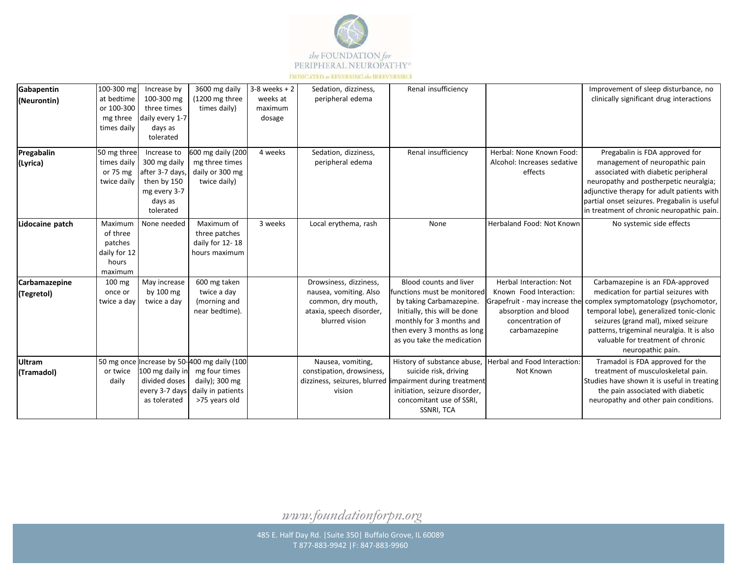| | | | | | | | | |
|---|---|---|---|---|---|---|---|---|
| **Gabapentin (Neurontin)** | 100-300 mg at bedtime or 100-300 mg three times daily | Increase by 100-300 mg three times daily every 1-7 days as tolerated | 3600 mg daily (1200 mg three times daily) | 3-8 weeks + 2 weeks at maximum dosage | Sedation, dizziness, peripheral edema | Renal insufficiency | | Improvement of sleep disturbance, no clinically significant drug interactions |
| **Pregabalin (Lyrica)** | 50 mg three times daily or 75 mg twice daily | Increase to 300 mg daily after 3-7 days, then by 150 mg every 3-7 days as tolerated | 600 mg daily (200 mg three times daily or 300 mg twice daily) | 4 weeks | Sedation, dizziness, peripheral edema | Renal insufficiency | Herbal: None Known Food: Alcohol: Increases sedative effects | Pregabalin is FDA approved for management of neuropathic pain associated with diabetic peripheral neuropathy and postherpetic neuralgia; adjunctive therapy for adult patients with partial onset seizures. Pregabalin is useful in treatment of chronic neuropathic pain. |
| **Lidocaine patch** | Maximum of three patches daily for 12 hours maximum | None needed | Maximum of three patches daily for 12- 18 hours maximum | 3 weeks | Local erythema, rash | None | Herbaland Food: Not Known | No systemic side effects |
| **Carbamazepine (Tegretol)** | 100 mg once or twice a day | May increase by 100 mg twice a day | 600 mg taken twice a day (morning and near bedtime). | | Drowsiness, dizziness, nausea, vomiting. Also common, dry mouth, ataxia, speech disorder, blurred vision | Blood counts and liver functions must be monitored by taking Carbamazepine. Initially, this will be done monthly for 3 months and then every 3 months as long as you take the medication | Herbal Interaction: Not Known Food Interaction: Grapefruit - may increase the absorption and blood concentration of carbamazepine | Carbamazepine is an FDA-approved medication for partial seizures with complex symptomatology (psychomotor, temporal lobe), generalized tonic-clonic seizures (grand mal), mixed seizure patterns, trigeminal neuralgia. It is also valuable for treatment of chronic neuropathic pain. |
| **Ultram (Tramadol)** | 50 mg once or twice daily | Increase by 50-100 mg daily in divided doses every 3-7 days as tolerated | 400 mg daily (100 mg four times daily); 300 mg daily in patients >75 years old | | Nausea, vomiting, constipation, drowsiness, dizziness, seizures, blurred vision | History of substance abuse, suicide risk, driving impairment during treatment initiation, seizure disorder, concomitant use of SSRI, SSNRI, TCA | Herbal and Food Interaction: Not Known | Tramadol is FDA approved for the treatment of musculoskeletal pain. Studies have shown it is useful in treating the pain associated with diabetic neuropathy and other pain conditions. |